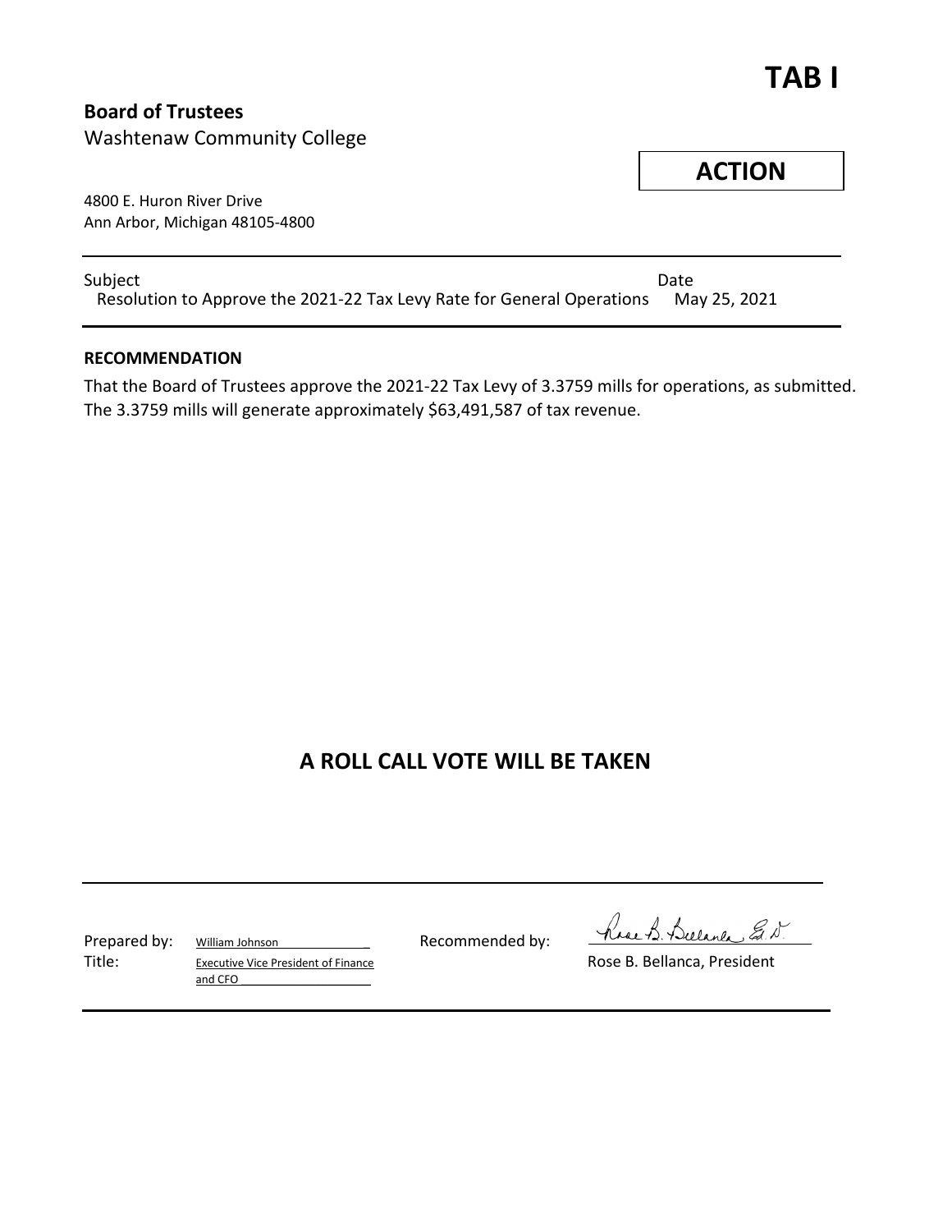# TAB I

**Board of Trustees**
Washtenaw Community College

**ACTION**

4800 E. Huron River Drive
Ann Arbor, Michigan 48105-4800

| Subject | Date |
|---|---|
| Resolution to Approve the 2021-22 Tax Levy Rate for General Operations | May 25, 2021 |

**RECOMMENDATION**

That the Board of Trustees approve the 2021-22 Tax Levy of 3.3759 mills for operations, as submitted. The 3.3759 mills will generate approximately $63,491,587 of tax revenue.

## A ROLL CALL VOTE WILL BE TAKEN

Prepared by: William Johnson
Title: Executive Vice President of Finance and CFO

Recommended by: Rose B. Bellanca, Ed.D.
Rose B. Bellanca, President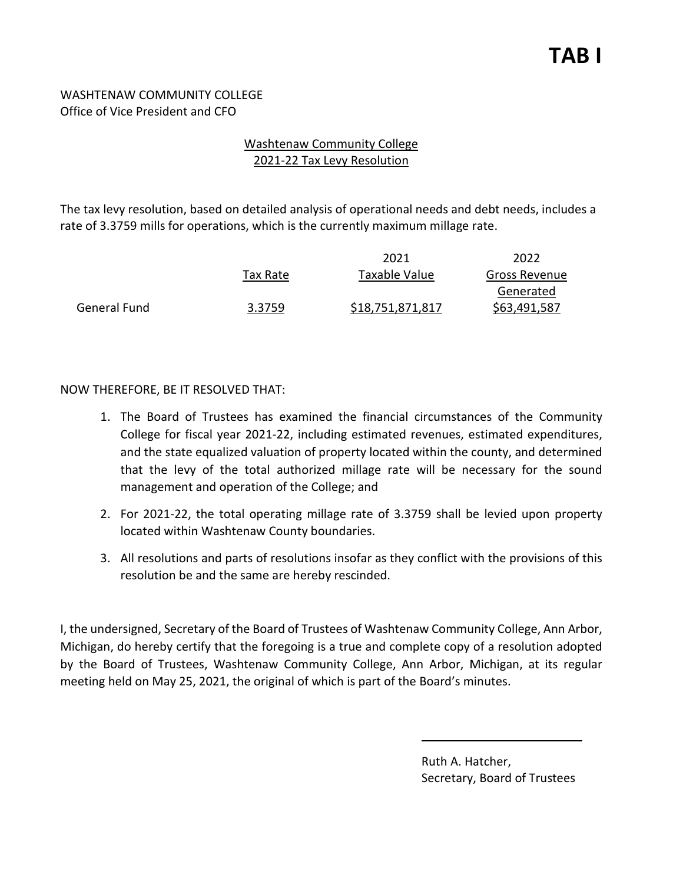# TAB I

WASHTENAW COMMUNITY COLLEGE
Office of Vice President and CFO

## Washtenaw Community College
## 2021-22 Tax Levy Resolution

The tax levy resolution, based on detailed analysis of operational needs and debt needs, includes a rate of 3.3759 mills for operations, which is the currently maximum millage rate.

| | Tax Rate | 2021 Taxable Value | 2022 Gross Revenue Generated |
|---|---|---|---|
| General Fund | 3.3759 | $18,751,871,817 | $63,491,587 |

NOW THEREFORE, BE IT RESOLVED THAT:

1. The Board of Trustees has examined the financial circumstances of the Community College for fiscal year 2021-22, including estimated revenues, estimated expenditures, and the state equalized valuation of property located within the county, and determined that the levy of the total authorized millage rate will be necessary for the sound management and operation of the College; and
2. For 2021-22, the total operating millage rate of 3.3759 shall be levied upon property located within Washtenaw County boundaries.
3. All resolutions and parts of resolutions insofar as they conflict with the provisions of this resolution be and the same are hereby rescinded.

I, the undersigned, Secretary of the Board of Trustees of Washtenaw Community College, Ann Arbor, Michigan, do hereby certify that the foregoing is a true and complete copy of a resolution adopted by the Board of Trustees, Washtenaw Community College, Ann Arbor, Michigan, at its regular meeting held on May 25, 2021, the original of which is part of the Board's minutes.

Ruth A. Hatcher,
Secretary, Board of Trustees